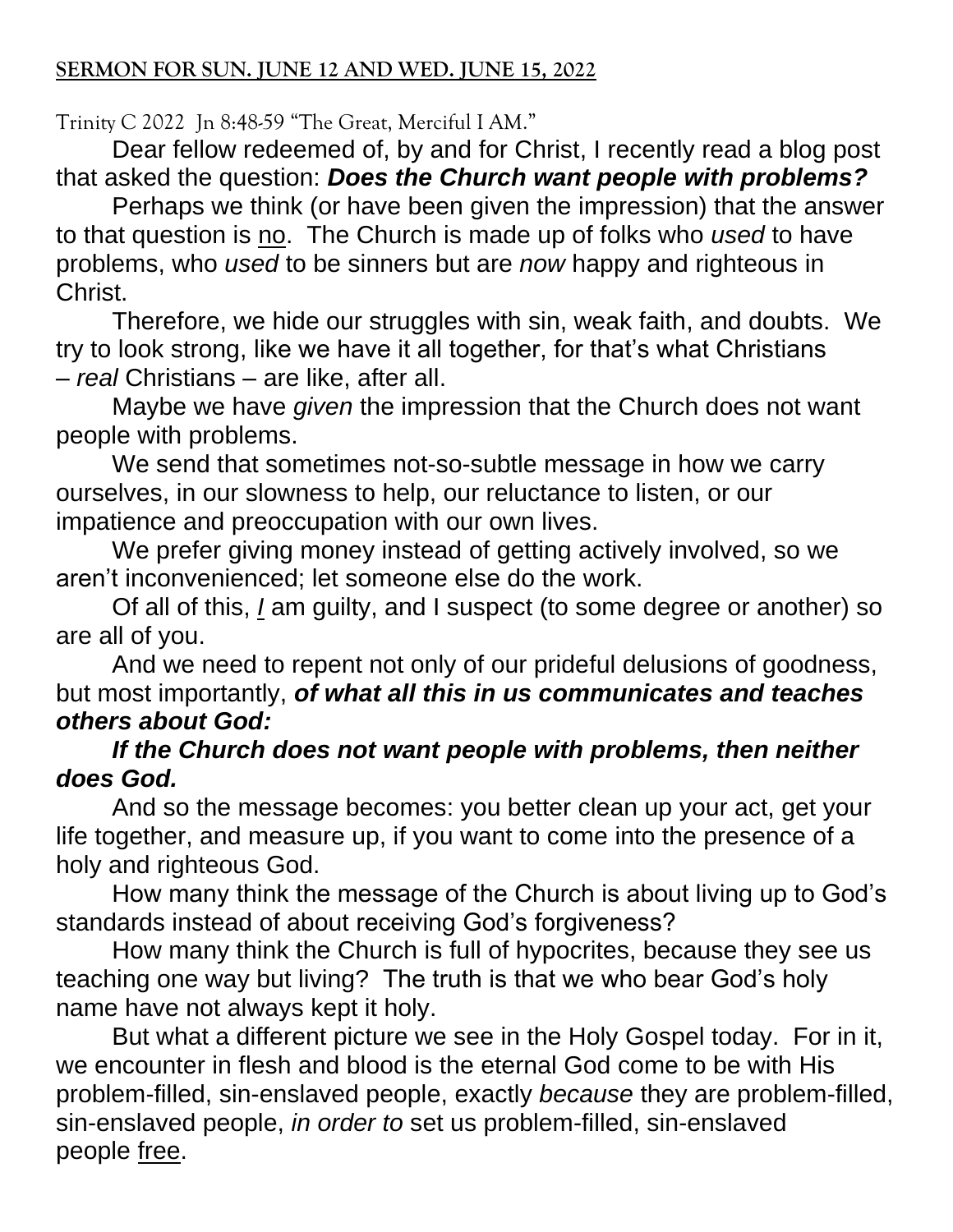**SERMON FOR SUN. JUNE 12 AND WED. JUNE 15, 2022**

Trinity C 2022 Jn 8:48-59 "The Great, Merciful I AM."

Dear fellow redeemed of, by and for Christ, I recently read a blog post that asked the question: ***Does the Church want people with problems?***

Perhaps we think (or have been given the impression) that the answer to that question is no. The Church is made up of folks who *used* to have problems, who *used* to be sinners but are *now* happy and righteous in Christ.

Therefore, we hide our struggles with sin, weak faith, and doubts. We try to look strong, like we have it all together, for that's what Christians – *real* Christians – are like, after all.

Maybe we have *given* the impression that the Church does not want people with problems.

We send that sometimes not-so-subtle message in how we carry ourselves, in our slowness to help, our reluctance to listen, or our impatience and preoccupation with our own lives.

We prefer giving money instead of getting actively involved, so we aren't inconvenienced; let someone else do the work.

Of all of this, *I* am guilty, and I suspect (to some degree or another) so are all of you.

And we need to repent not only of our prideful delusions of goodness, but most importantly, ***of what all this in us communicates and teaches others about God:***

***If the Church does not want people with problems, then neither does God.***

And so the message becomes: you better clean up your act, get your life together, and measure up, if you want to come into the presence of a holy and righteous God.

How many think the message of the Church is about living up to God's standards instead of about receiving God's forgiveness?

How many think the Church is full of hypocrites, because they see us teaching one way but living? The truth is that we who bear God's holy name have not always kept it holy.

But what a different picture we see in the Holy Gospel today. For in it, we encounter in flesh and blood is the eternal God come to be with His problem-filled, sin-enslaved people, exactly *because* they are problem-filled, sin-enslaved people, *in order to* set us problem-filled, sin-enslaved people free.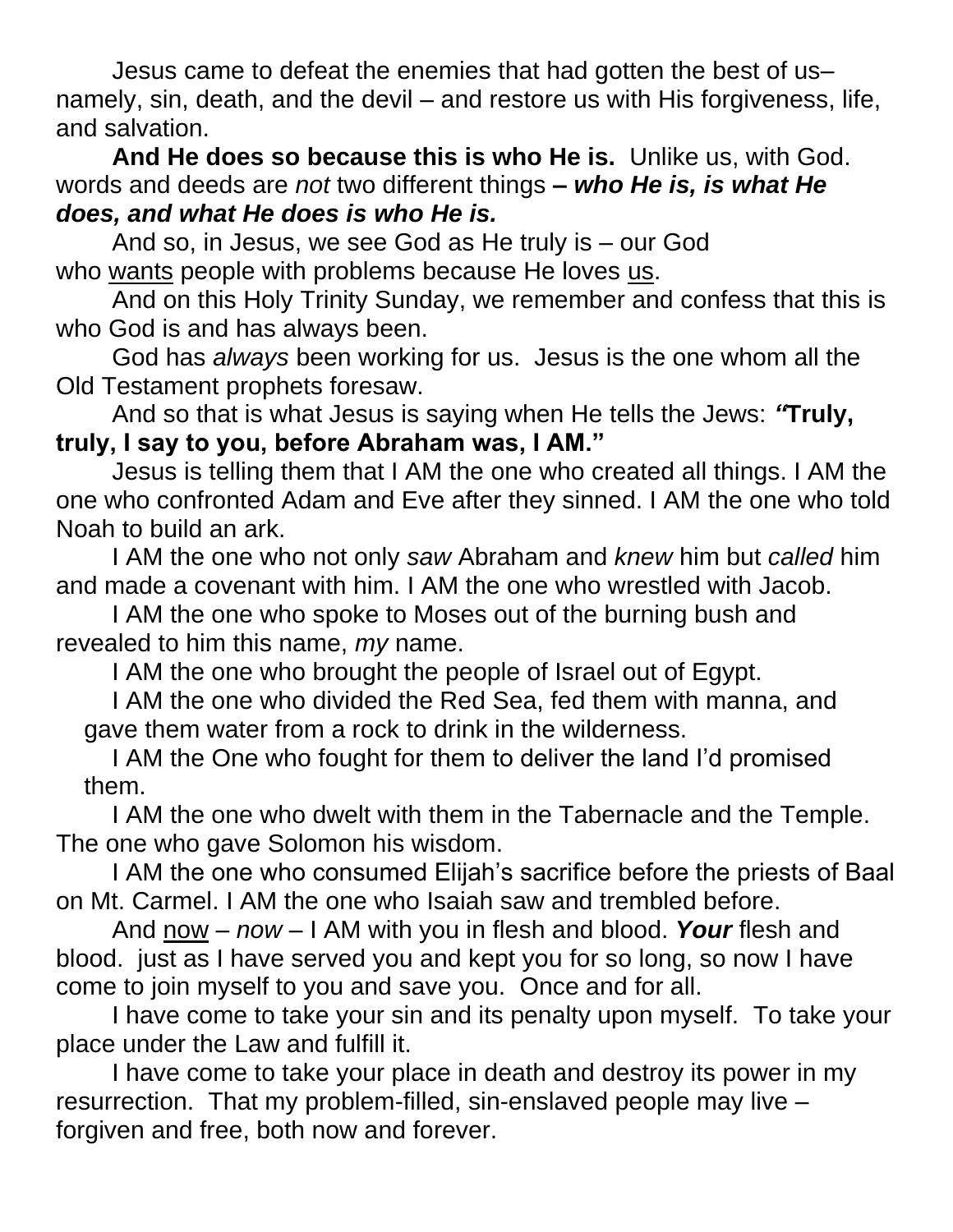Jesus came to defeat the enemies that had gotten the best of us– namely, sin, death, and the devil – and restore us with His forgiveness, life, and salvation.

**And He does so because this is who He is.** Unlike us, with God. words and deeds are *not* two different things ***– who He is, is what He does, and what He does is who He is.***

And so, in Jesus, we see God as He truly is – our God who <u>wants</u> people with problems because He loves <u>us</u>.

And on this Holy Trinity Sunday, we remember and confess that this is who God is and has always been.

God has *always* been working for us. Jesus is the one whom all the Old Testament prophets foresaw.

And so that is what Jesus is saying when He tells the Jews: ***"*Truly, truly, I say to you, before Abraham was, I AM."**

Jesus is telling them that I AM the one who created all things. I AM the one who confronted Adam and Eve after they sinned. I AM the one who told Noah to build an ark.

I AM the one who not only *saw* Abraham and *knew* him but *called* him and made a covenant with him. I AM the one who wrestled with Jacob.

I AM the one who spoke to Moses out of the burning bush and revealed to him this name, *my* name.

I AM the one who brought the people of Israel out of Egypt.

I AM the one who divided the Red Sea, fed them with manna, and gave them water from a rock to drink in the wilderness.

I AM the One who fought for them to deliver the land I'd promised them.

I AM the one who dwelt with them in the Tabernacle and the Temple. The one who gave Solomon his wisdom.

I AM the one who consumed Elijah's sacrifice before the priests of Baal on Mt. Carmel. I AM the one who Isaiah saw and trembled before.

And <u>now</u> – *now* – I AM with you in flesh and blood. ***Your*** flesh and blood. just as I have served you and kept you for so long, so now I have come to join myself to you and save you. Once and for all.

I have come to take your sin and its penalty upon myself. To take your place under the Law and fulfill it.

I have come to take your place in death and destroy its power in my resurrection. That my problem-filled, sin-enslaved people may live – forgiven and free, both now and forever.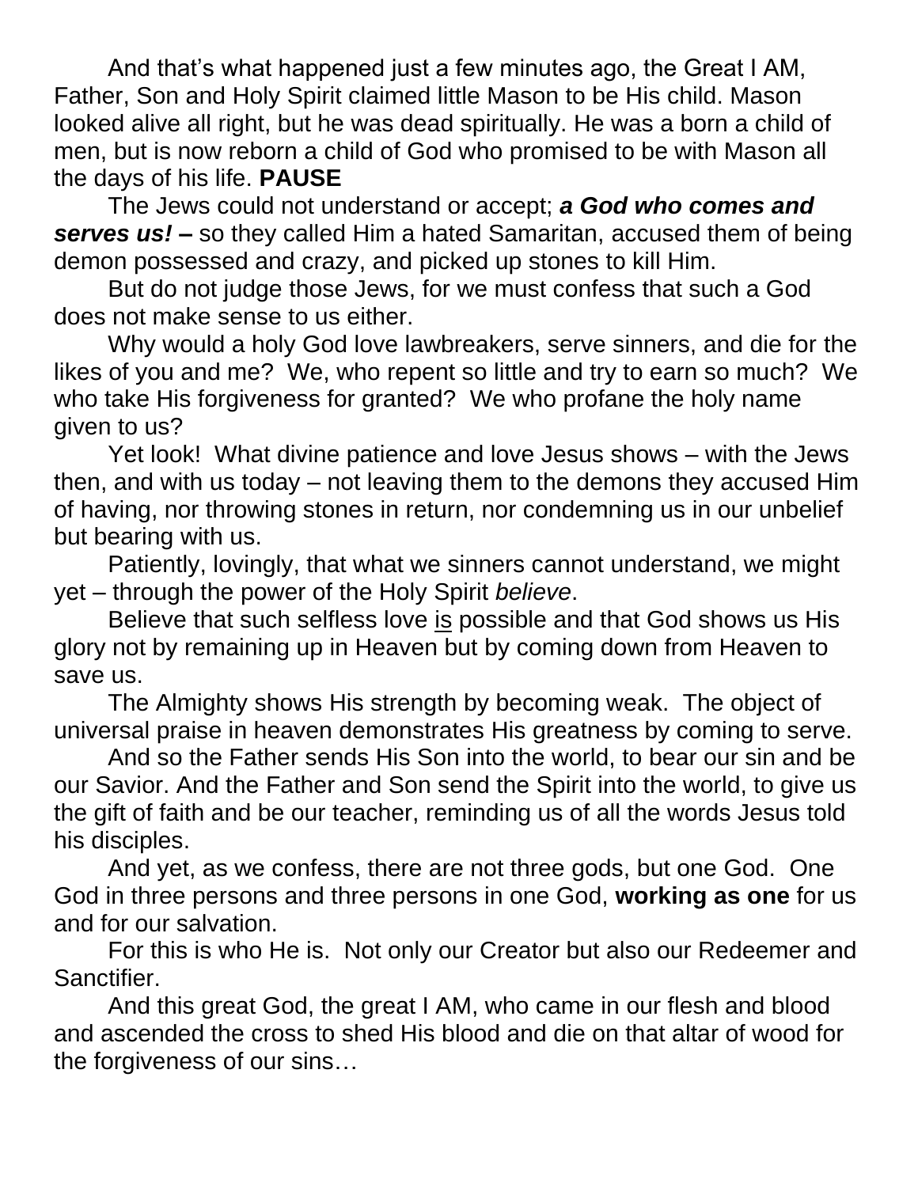And that's what happened just a few minutes ago, the Great I AM, Father, Son and Holy Spirit claimed little Mason to be His child. Mason looked alive all right, but he was dead spiritually. He was a born a child of men, but is now reborn a child of God who promised to be with Mason all the days of his life. **PAUSE**

The Jews could not understand or accept; ***a God who comes and serves us! –*** so they called Him a hated Samaritan, accused them of being demon possessed and crazy, and picked up stones to kill Him.

But do not judge those Jews, for we must confess that such a God does not make sense to us either.

Why would a holy God love lawbreakers, serve sinners, and die for the likes of you and me? We, who repent so little and try to earn so much? We who take His forgiveness for granted? We who profane the holy name given to us?

Yet look! What divine patience and love Jesus shows – with the Jews then, and with us today – not leaving them to the demons they accused Him of having, nor throwing stones in return, nor condemning us in our unbelief but bearing with us.

Patiently, lovingly, that what we sinners cannot understand, we might yet – through the power of the Holy Spirit *believe*.

Believe that such selfless love <u>is</u> possible and that God shows us His glory not by remaining up in Heaven but by coming down from Heaven to save us.

The Almighty shows His strength by becoming weak. The object of universal praise in heaven demonstrates His greatness by coming to serve.

And so the Father sends His Son into the world, to bear our sin and be our Savior. And the Father and Son send the Spirit into the world, to give us the gift of faith and be our teacher, reminding us of all the words Jesus told his disciples.

And yet, as we confess, there are not three gods, but one God. One God in three persons and three persons in one God, **working as one** for us and for our salvation.

For this is who He is. Not only our Creator but also our Redeemer and Sanctifier.

And this great God, the great I AM, who came in our flesh and blood and ascended the cross to shed His blood and die on that altar of wood for the forgiveness of our sins…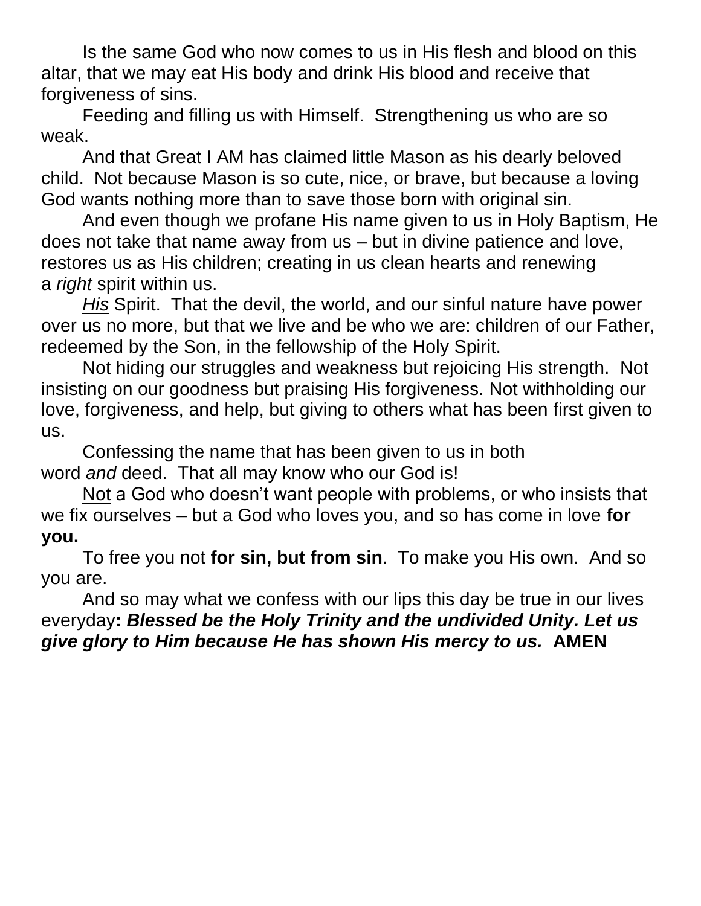Is the same God who now comes to us in His flesh and blood on this altar, that we may eat His body and drink His blood and receive that forgiveness of sins.

Feeding and filling us with Himself. Strengthening us who are so weak.

And that Great I AM has claimed little Mason as his dearly beloved child. Not because Mason is so cute, nice, or brave, but because a loving God wants nothing more than to save those born with original sin.

And even though we profane His name given to us in Holy Baptism, He does not take that name away from us – but in divine patience and love, restores us as His children; creating in us clean hearts and renewing a *right* spirit within us.

<u>*His*</u> Spirit. That the devil, the world, and our sinful nature have power over us no more, but that we live and be who we are: children of our Father, redeemed by the Son, in the fellowship of the Holy Spirit.

Not hiding our struggles and weakness but rejoicing His strength. Not insisting on our goodness but praising His forgiveness. Not withholding our love, forgiveness, and help, but giving to others what has been first given to us.

Confessing the name that has been given to us in both word *and* deed. That all may know who our God is!

<u>Not</u> a God who doesn't want people with problems, or who insists that we fix ourselves – but a God who loves you, and so has come in love **for you.**

To free you not **for sin, but from sin**. To make you His own. And so you are.

And so may what we confess with our lips this day be true in our lives everyday**: *Blessed be the Holy Trinity and the undivided Unity. Let us give glory to Him because He has shown His mercy to us.*** **AMEN**